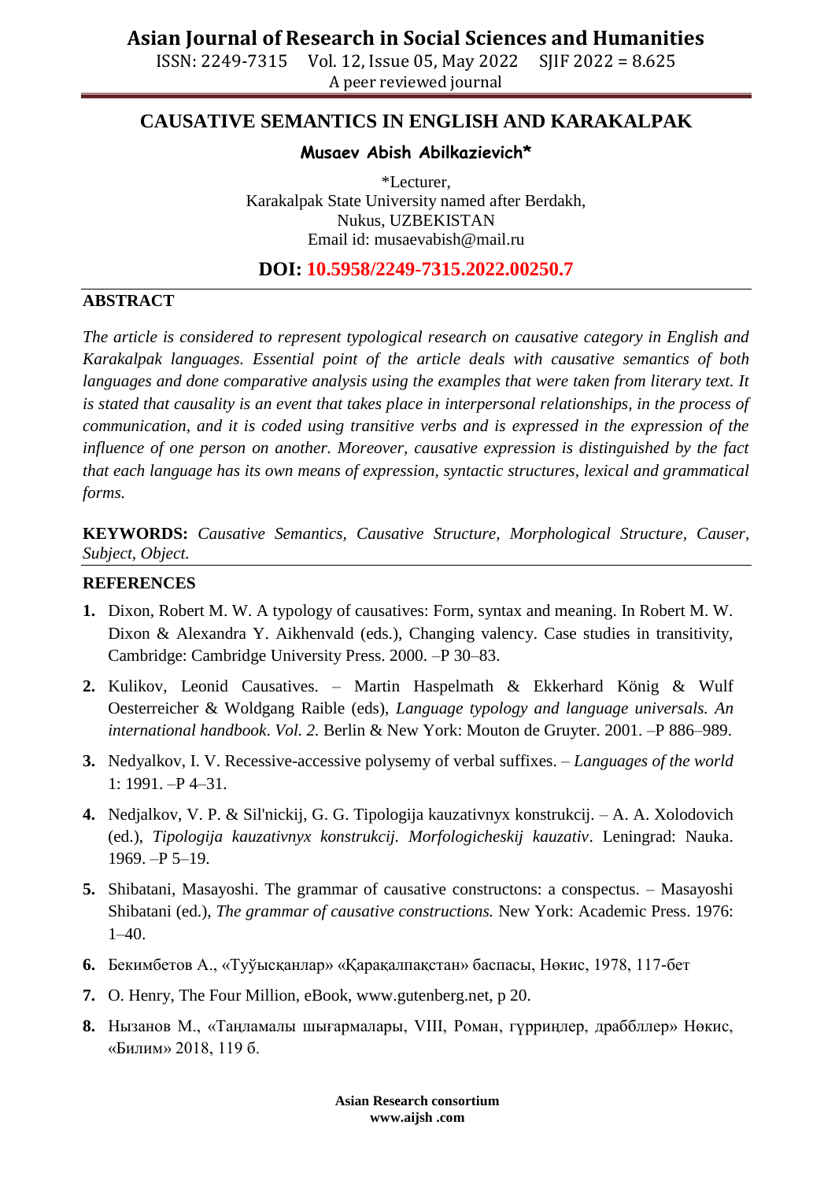# CAUSATIVE SEMANTICS IN ENGLISH AND KARAKALPAK

**Musaev Abish Abilkazievich***

*Lecturer,
Karakalpak State University named after Berdakh,
Nukus, UZBEKISTAN
Email id: musaevabish@mail.ru

**DOI: 10.5958/2249-7315.2022.00250.7**

## ABSTRACT

*The article is considered to represent typological research on causative category in English and Karakalpak languages. Essential point of the article deals with causative semantics of both languages and done comparative analysis using the examples that were taken from literary text. It is stated that causality is an event that takes place in interpersonal relationships, in the process of communication, and it is coded using transitive verbs and is expressed in the expression of the influence of one person on another. Moreover, causative expression is distinguished by the fact that each language has its own means of expression, syntactic structures, lexical and grammatical forms.*

**KEYWORDS:** *Causative Semantics, Causative Structure, Morphological Structure, Causer, Subject, Object.*

## REFERENCES

1. Dixon, Robert M. W. A typology of causatives: Form, syntax and meaning. In Robert M. W. Dixon & Alexandra Y. Aikhenvald (eds.), Changing valency. Case studies in transitivity, Cambridge: Cambridge University Press. 2000. –P 30–83.
2. Kulikov, Leonid Causatives. – Martin Haspelmath & Ekkerhard König & Wulf Oesterreicher & Woldgang Raible (eds), *Language typology and language universals. An international handbook*. *Vol. 2.* Berlin & New York: Mouton de Gruyter. 2001. –P 886–989.
3. Nedyalkov, I. V. Recessive-accessive polysemy of verbal suffixes. – *Languages of the world* 1: 1991. –P 4–31.
4. Nedjalkov, V. P. & Sil'nickij, G. G. Tipologija kauzativnyx konstrukcij. – A. A. Xolodovich (ed.), *Tipologija kauzativnyx konstrukcij. Morfologicheskij kauzativ*. Leningrad: Nauka. 1969. –P 5–19.
5. Shibatani, Masayoshi. The grammar of causative constructons: a conspectus. – Masayoshi Shibatani (ed.), *The grammar of causative constructions.* New York: Academic Press. 1976: 1–40.
6. Бекимбетов А., «Туўысқанлар» «Қарақалпақстан» баспасы, Нөкис, 1978, 117-бет
7. O. Henry, The Four Million, eBook, www.gutenberg.net, p 20.
8. Нызанов М., «Таңламалы шығармалары, VIII, Роман, гүрриңлер, драбблер» Нөкис, «Билим» 2018, 119 б.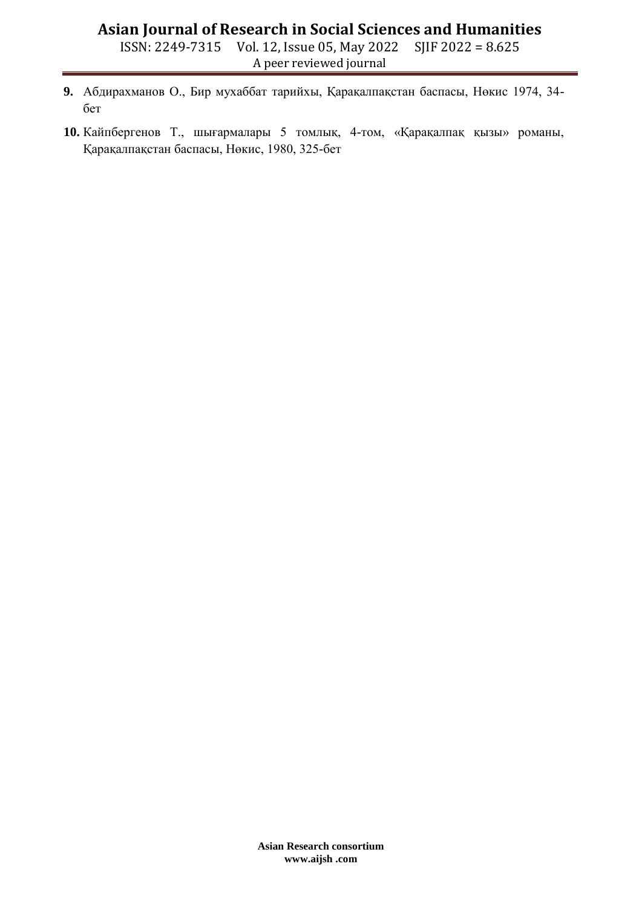9. Абдирахманов О., Бир мухаббат тарийхы, Қарақалпақстан баспасы, Нөкис 1974, 34-бет

10. Кайпбергенов Т., шығармалары 5 томлық, 4-том, «Қарақалпақ қызы» романы, Қарақалпақстан баспасы, Нөкис, 1980, 325-бет